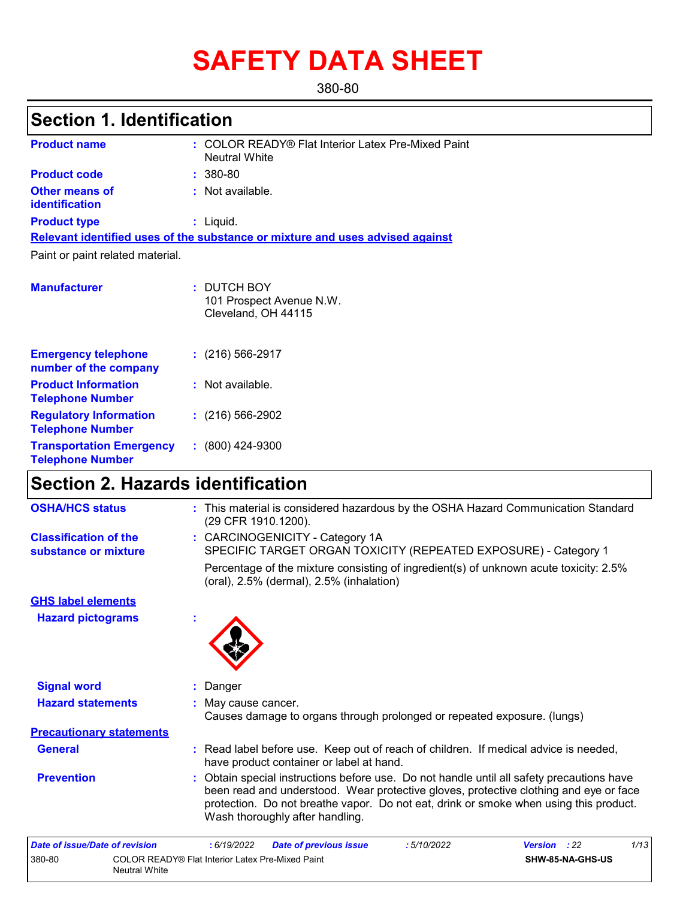# SAFETY DATA SHEET

380-80

## Section 1. Identification

| | | |
|---|---|---|
| **Product name** | : | COLOR READY® Flat Interior Latex Pre-Mixed Paint Neutral White |
| **Product code** | : | 380-80 |
| **Other means of identification** | : | Not available. |
| **Product type** | : | Liquid. |

**Relevant identified uses of the substance or mixture and uses advised against**

Paint or paint related material.

| | | |
|---|---|---|
| **Manufacturer** | : | DUTCH BOY<br>101 Prospect Avenue N.W.<br>Cleveland, OH 44115 |
| **Emergency telephone number of the company** | : | (216) 566-2917 |
| **Product Information Telephone Number** | : | Not available. |
| **Regulatory Information Telephone Number** | : | (216) 566-2902 |
| **Transportation Emergency Telephone Number** | : | (800) 424-9300 |

## Section 2. Hazards identification

| | | |
|---|---|---|
| **OSHA/HCS status** | : | This material is considered hazardous by the OSHA Hazard Communication Standard (29 CFR 1910.1200). |
| **Classification of the substance or mixture** | : | CARCINOGENICITY - Category 1A<br>SPECIFIC TARGET ORGAN TOXICITY (REPEATED EXPOSURE) - Category 1<br>Percentage of the mixture consisting of ingredient(s) of unknown acute toxicity: 2.5% (oral), 2.5% (dermal), 2.5% (inhalation) |

**GHS label elements**

| | | |
|---|---|---|
| **Hazard pictograms** | : | |
| **Signal word** | : | Danger |
| **Hazard statements** | : | May cause cancer.<br>Causes damage to organs through prolonged or repeated exposure. (lungs) |

**Precautionary statements**

| | | |
|---|---|---|
| **General** | : | Read label before use. Keep out of reach of children. If medical advice is needed, have product container or label at hand. |
| **Prevention** | : | Obtain special instructions before use. Do not handle until all safety precautions have been read and understood. Wear protective gloves, protective clothing and eye or face protection. Do not breathe vapor. Do not eat, drink or smoke when using this product. Wash thoroughly after handling. |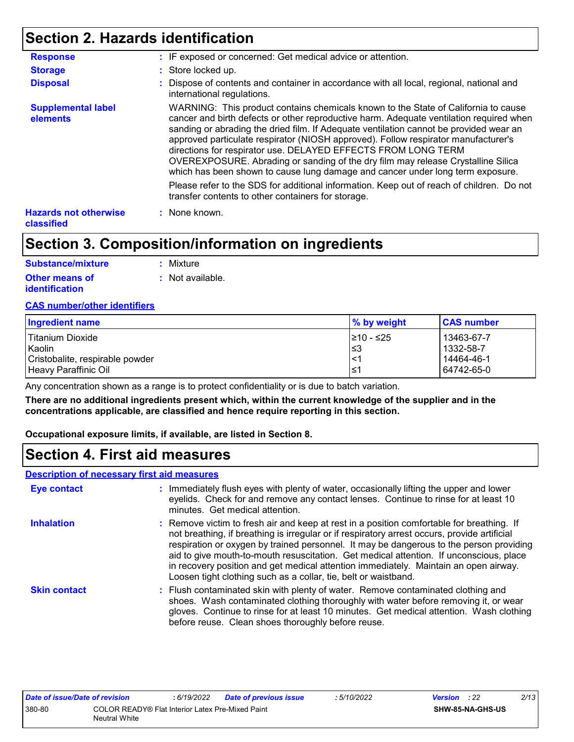# Section 2. Hazards identification

**Response** : IF exposed or concerned: Get medical advice or attention.

**Storage** : Store locked up.

**Disposal** : Dispose of contents and container in accordance with all local, regional, national and international regulations.

**Supplemental label elements** WARNING: This product contains chemicals known to the State of California to cause cancer and birth defects or other reproductive harm. Adequate ventilation required when sanding or abrading the dried film. If Adequate ventilation cannot be provided wear an approved particulate respirator (NIOSH approved). Follow respirator manufacturer's directions for respirator use. DELAYED EFFECTS FROM LONG TERM OVEREXPOSURE. Abrading or sanding of the dry film may release Crystalline Silica which has been shown to cause lung damage and cancer under long term exposure.

Please refer to the SDS for additional information. Keep out of reach of children. Do not transfer contents to other containers for storage.

**Hazards not otherwise classified** : None known.

# Section 3. Composition/information on ingredients

**Substance/mixture** : Mixture

**Other means of identification** : Not available.

**CAS number/other identifiers**

| Ingredient name | % by weight | CAS number |
|---|---|---|
| Titanium Dioxide | ≥10 - ≤25 | 13463-67-7 |
| Kaolin | ≤3 | 1332-58-7 |
| Cristobalite, respirable powder | <1 | 14464-46-1 |
| Heavy Paraffinic Oil | ≤1 | 64742-65-0 |

Any concentration shown as a range is to protect confidentiality or is due to batch variation.

**There are no additional ingredients present which, within the current knowledge of the supplier and in the concentrations applicable, are classified and hence require reporting in this section.**

**Occupational exposure limits, if available, are listed in Section 8.**

# Section 4. First aid measures

**Description of necessary first aid measures**

**Eye contact** : Immediately flush eyes with plenty of water, occasionally lifting the upper and lower eyelids. Check for and remove any contact lenses. Continue to rinse for at least 10 minutes. Get medical attention.

**Inhalation** : Remove victim to fresh air and keep at rest in a position comfortable for breathing. If not breathing, if breathing is irregular or if respiratory arrest occurs, provide artificial respiration or oxygen by trained personnel. It may be dangerous to the person providing aid to give mouth-to-mouth resuscitation. Get medical attention. If unconscious, place in recovery position and get medical attention immediately. Maintain an open airway. Loosen tight clothing such as a collar, tie, belt or waistband.

**Skin contact** : Flush contaminated skin with plenty of water. Remove contaminated clothing and shoes. Wash contaminated clothing thoroughly with water before removing it, or wear gloves. Continue to rinse for at least 10 minutes. Get medical attention. Wash clothing before reuse. Clean shoes thoroughly before reuse.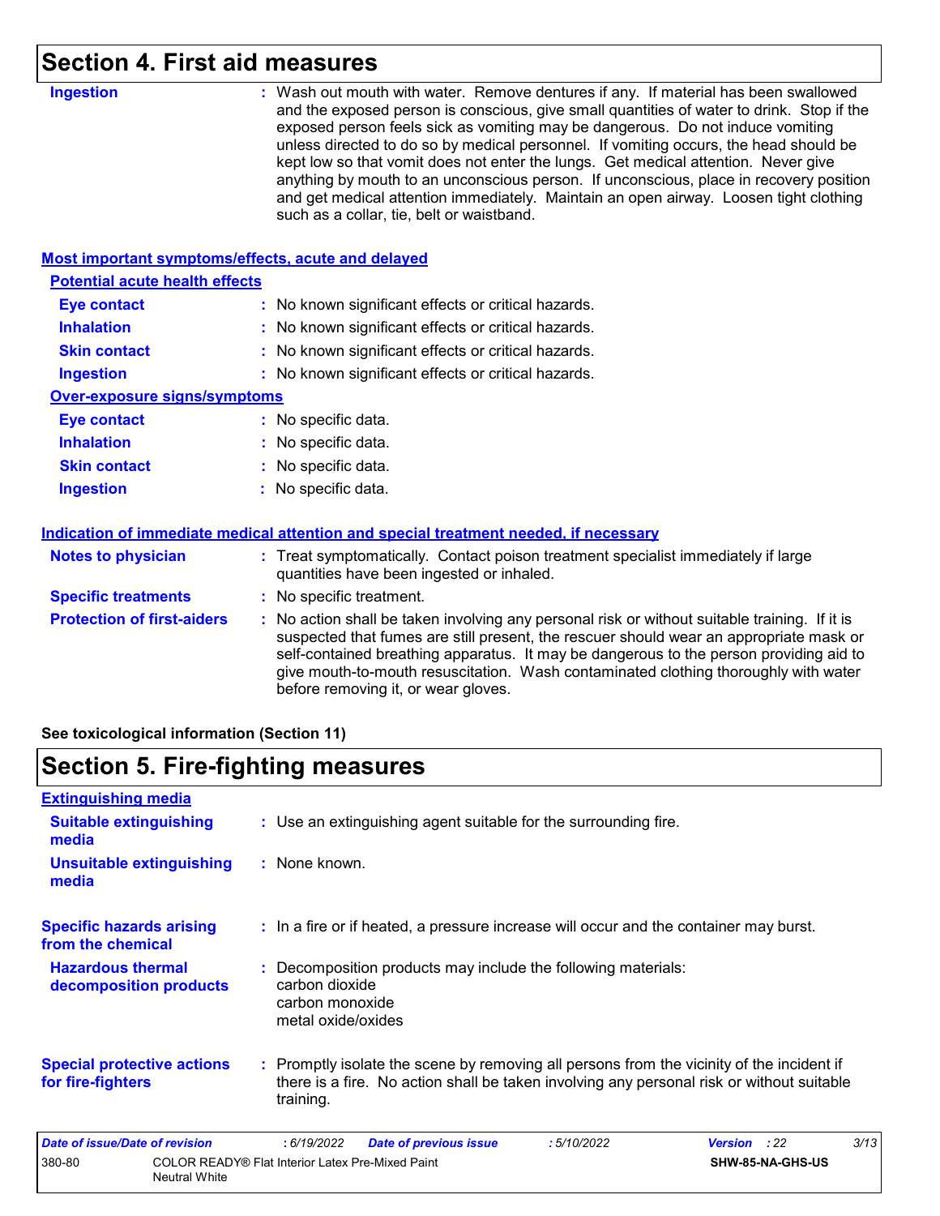## Section 4. First aid measures

**Ingestion** : Wash out mouth with water. Remove dentures if any. If material has been swallowed and the exposed person is conscious, give small quantities of water to drink. Stop if the exposed person feels sick as vomiting may be dangerous. Do not induce vomiting unless directed to do so by medical personnel. If vomiting occurs, the head should be kept low so that vomit does not enter the lungs. Get medical attention. Never give anything by mouth to an unconscious person. If unconscious, place in recovery position and get medical attention immediately. Maintain an open airway. Loosen tight clothing such as a collar, tie, belt or waistband.

### Most important symptoms/effects, acute and delayed

#### Potential acute health effects

**Eye contact** : No known significant effects or critical hazards.

**Inhalation** : No known significant effects or critical hazards.

**Skin contact** : No known significant effects or critical hazards.

**Ingestion** : No known significant effects or critical hazards.

#### Over-exposure signs/symptoms

**Eye contact** : No specific data.

**Inhalation** : No specific data.

**Skin contact** : No specific data.

**Ingestion** : No specific data.

### Indication of immediate medical attention and special treatment needed, if necessary

**Notes to physician** : Treat symptomatically. Contact poison treatment specialist immediately if large quantities have been ingested or inhaled.

**Specific treatments** : No specific treatment.

**Protection of first-aiders** : No action shall be taken involving any personal risk or without suitable training. If it is suspected that fumes are still present, the rescuer should wear an appropriate mask or self-contained breathing apparatus. It may be dangerous to the person providing aid to give mouth-to-mouth resuscitation. Wash contaminated clothing thoroughly with water before removing it, or wear gloves.

**See toxicological information (Section 11)**

## Section 5. Fire-fighting measures

### Extinguishing media

**Suitable extinguishing media** : Use an extinguishing agent suitable for the surrounding fire.

**Unsuitable extinguishing media** : None known.

**Specific hazards arising from the chemical** : In a fire or if heated, a pressure increase will occur and the container may burst.

**Hazardous thermal decomposition products** : Decomposition products may include the following materials:
carbon dioxide
carbon monoxide
metal oxide/oxides

**Special protective actions for fire-fighters** : Promptly isolate the scene by removing all persons from the vicinity of the incident if there is a fire. No action shall be taken involving any personal risk or without suitable training.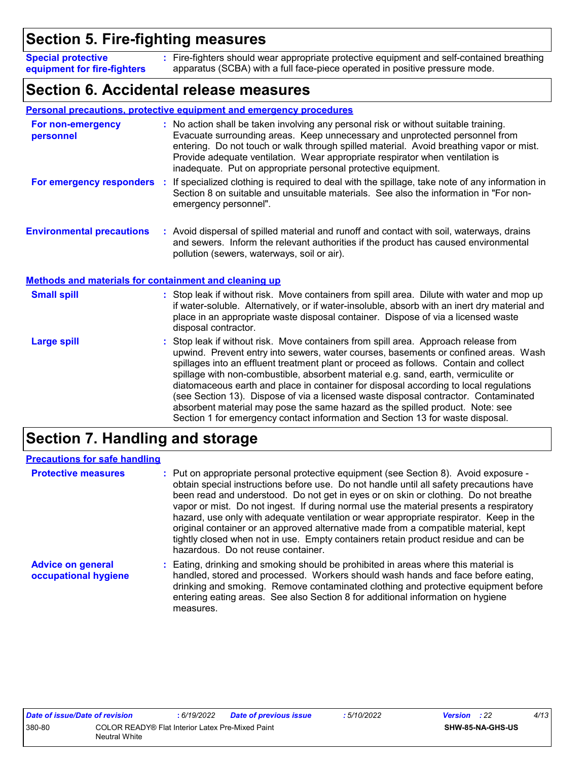## Section 5. Fire-fighting measures

**Special protective equipment for fire-fighters** : Fire-fighters should wear appropriate protective equipment and self-contained breathing apparatus (SCBA) with a full face-piece operated in positive pressure mode.

## Section 6. Accidental release measures

### Personal precautions, protective equipment and emergency procedures

**For non-emergency personnel** : No action shall be taken involving any personal risk or without suitable training. Evacuate surrounding areas. Keep unnecessary and unprotected personnel from entering. Do not touch or walk through spilled material. Avoid breathing vapor or mist. Provide adequate ventilation. Wear appropriate respirator when ventilation is inadequate. Put on appropriate personal protective equipment.

**For emergency responders** : If specialized clothing is required to deal with the spillage, take note of any information in Section 8 on suitable and unsuitable materials. See also the information in "For non-emergency personnel".

**Environmental precautions** : Avoid dispersal of spilled material and runoff and contact with soil, waterways, drains and sewers. Inform the relevant authorities if the product has caused environmental pollution (sewers, waterways, soil or air).

### Methods and materials for containment and cleaning up

**Small spill** : Stop leak if without risk. Move containers from spill area. Dilute with water and mop up if water-soluble. Alternatively, or if water-insoluble, absorb with an inert dry material and place in an appropriate waste disposal container. Dispose of via a licensed waste disposal contractor.

**Large spill** : Stop leak if without risk. Move containers from spill area. Approach release from upwind. Prevent entry into sewers, water courses, basements or confined areas. Wash spillages into an effluent treatment plant or proceed as follows. Contain and collect spillage with non-combustible, absorbent material e.g. sand, earth, vermiculite or diatomaceous earth and place in container for disposal according to local regulations (see Section 13). Dispose of via a licensed waste disposal contractor. Contaminated absorbent material may pose the same hazard as the spilled product. Note: see Section 1 for emergency contact information and Section 13 for waste disposal.

## Section 7. Handling and storage

### Precautions for safe handling

**Protective measures** : Put on appropriate personal protective equipment (see Section 8). Avoid exposure - obtain special instructions before use. Do not handle until all safety precautions have been read and understood. Do not get in eyes or on skin or clothing. Do not breathe vapor or mist. Do not ingest. If during normal use the material presents a respiratory hazard, use only with adequate ventilation or wear appropriate respirator. Keep in the original container or an approved alternative made from a compatible material, kept tightly closed when not in use. Empty containers retain product residue and can be hazardous. Do not reuse container.

**Advice on general occupational hygiene** : Eating, drinking and smoking should be prohibited in areas where this material is handled, stored and processed. Workers should wash hands and face before eating, drinking and smoking. Remove contaminated clothing and protective equipment before entering eating areas. See also Section 8 for additional information on hygiene measures.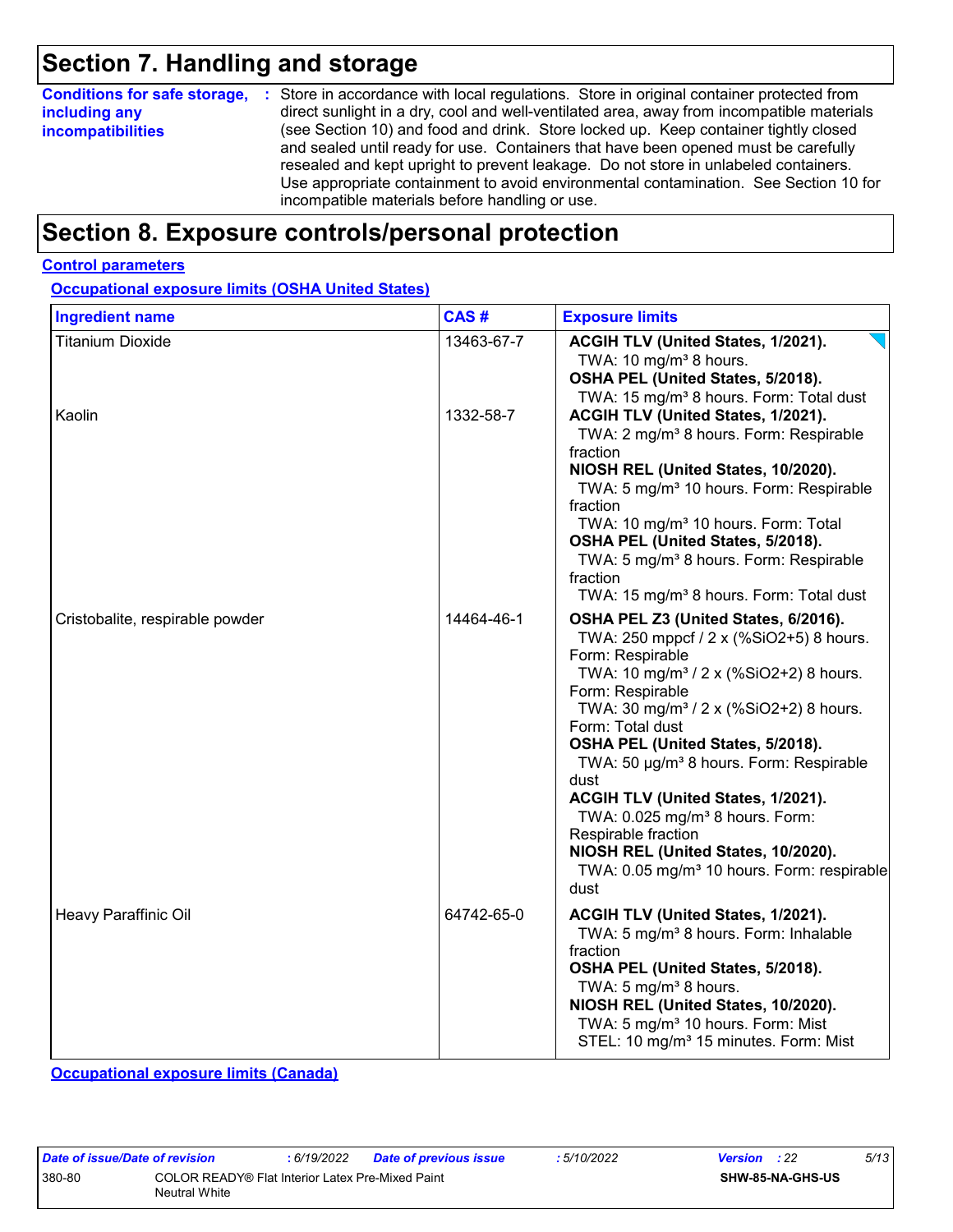# Section 7. Handling and storage

**Conditions for safe storage, including any incompatibilities** : Store in accordance with local regulations. Store in original container protected from direct sunlight in a dry, cool and well-ventilated area, away from incompatible materials (see Section 10) and food and drink. Store locked up. Keep container tightly closed and sealed until ready for use. Containers that have been opened must be carefully resealed and kept upright to prevent leakage. Do not store in unlabeled containers. Use appropriate containment to avoid environmental contamination. See Section 10 for incompatible materials before handling or use.

# Section 8. Exposure controls/personal protection

## Control parameters

### Occupational exposure limits (OSHA United States)

| Ingredient name | CAS # | Exposure limits |
|---|---|---|
| Titanium Dioxide | 13463-67-7 | **ACGIH TLV (United States, 1/2021).**<br>TWA: 10 mg/m³ 8 hours.<br>**OSHA PEL (United States, 5/2018).**<br>TWA: 15 mg/m³ 8 hours. Form: Total dust |
| Kaolin | 1332-58-7 | **ACGIH TLV (United States, 1/2021).**<br>TWA: 2 mg/m³ 8 hours. Form: Respirable fraction<br>**NIOSH REL (United States, 10/2020).**<br>TWA: 5 mg/m³ 10 hours. Form: Respirable fraction<br>TWA: 10 mg/m³ 10 hours. Form: Total<br>**OSHA PEL (United States, 5/2018).**<br>TWA: 5 mg/m³ 8 hours. Form: Respirable fraction<br>TWA: 15 mg/m³ 8 hours. Form: Total dust |
| Cristobalite, respirable powder | 14464-46-1 | **OSHA PEL Z3 (United States, 6/2016).**<br>TWA: 250 mppcf / 2 x (%SiO2+5) 8 hours. Form: Respirable<br>TWA: 10 mg/m³ / 2 x (%SiO2+2) 8 hours. Form: Respirable<br>TWA: 30 mg/m³ / 2 x (%SiO2+2) 8 hours. Form: Total dust<br>**OSHA PEL (United States, 5/2018).**<br>TWA: 50 µg/m³ 8 hours. Form: Respirable dust<br>**ACGIH TLV (United States, 1/2021).**<br>TWA: 0.025 mg/m³ 8 hours. Form: Respirable fraction<br>**NIOSH REL (United States, 10/2020).**<br>TWA: 0.05 mg/m³ 10 hours. Form: respirable dust |
| Heavy Paraffinic Oil | 64742-65-0 | **ACGIH TLV (United States, 1/2021).**<br>TWA: 5 mg/m³ 8 hours. Form: Inhalable fraction<br>**OSHA PEL (United States, 5/2018).**<br>TWA: 5 mg/m³ 8 hours.<br>**NIOSH REL (United States, 10/2020).**<br>TWA: 5 mg/m³ 10 hours. Form: Mist<br>STEL: 10 mg/m³ 15 minutes. Form: Mist |

### Occupational exposure limits (Canada)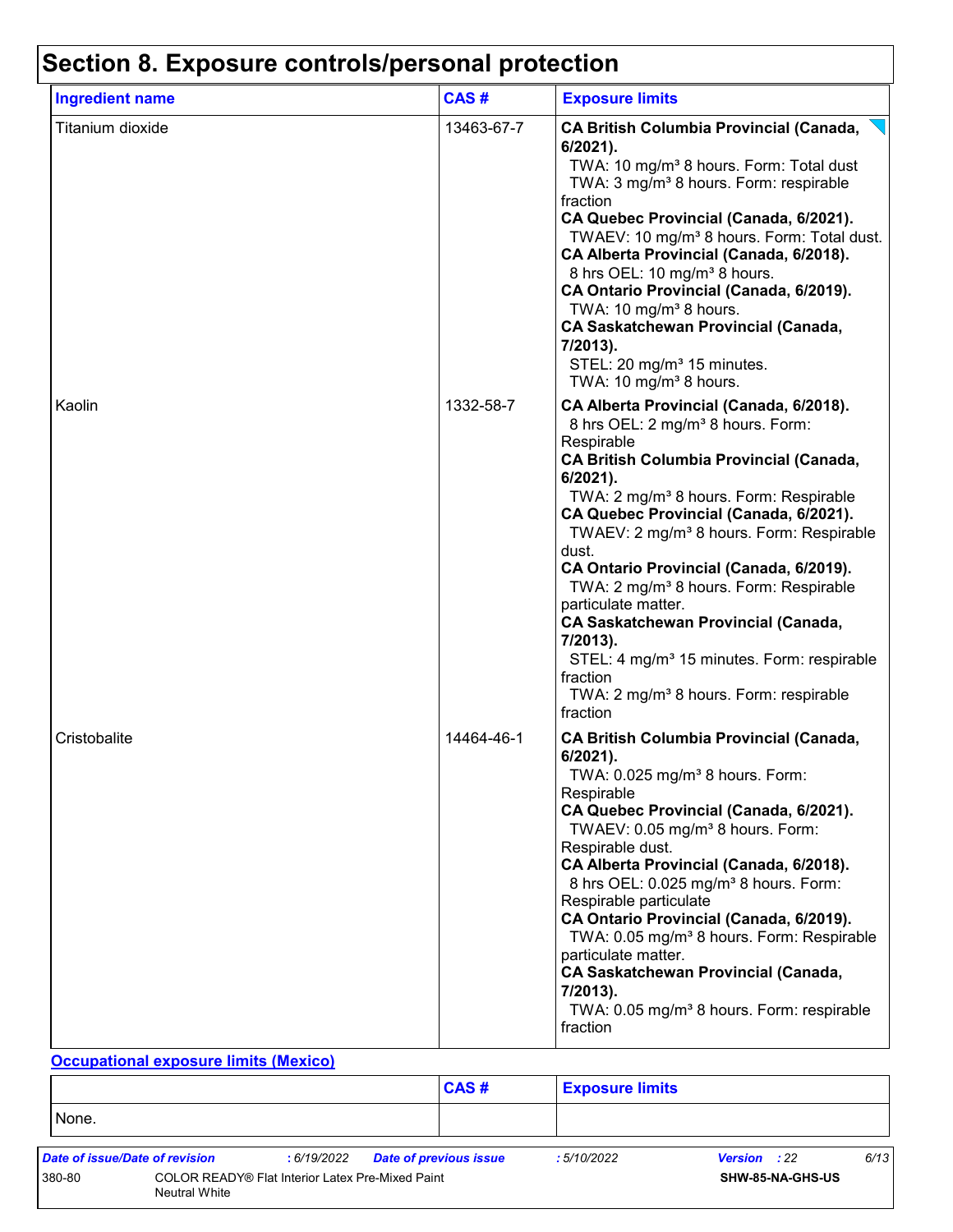# Section 8. Exposure controls/personal protection

| Ingredient name | CAS # | Exposure limits |
|---|---|---|
| Titanium dioxide | 13463-67-7 | **CA British Columbia Provincial (Canada, 6/2021).**<br>TWA: 10 mg/m³ 8 hours. Form: Total dust<br>TWA: 3 mg/m³ 8 hours. Form: respirable fraction<br>**CA Quebec Provincial (Canada, 6/2021).**<br>TWAEV: 10 mg/m³ 8 hours. Form: Total dust.<br>**CA Alberta Provincial (Canada, 6/2018).**<br>8 hrs OEL: 10 mg/m³ 8 hours.<br>**CA Ontario Provincial (Canada, 6/2019).**<br>TWA: 10 mg/m³ 8 hours.<br>**CA Saskatchewan Provincial (Canada, 7/2013).**<br>STEL: 20 mg/m³ 15 minutes.<br>TWA: 10 mg/m³ 8 hours. |
| Kaolin | 1332-58-7 | **CA Alberta Provincial (Canada, 6/2018).**<br>8 hrs OEL: 2 mg/m³ 8 hours. Form: Respirable<br>**CA British Columbia Provincial (Canada, 6/2021).**<br>TWA: 2 mg/m³ 8 hours. Form: Respirable<br>**CA Quebec Provincial (Canada, 6/2021).**<br>TWAEV: 2 mg/m³ 8 hours. Form: Respirable dust.<br>**CA Ontario Provincial (Canada, 6/2019).**<br>TWA: 2 mg/m³ 8 hours. Form: Respirable particulate matter.<br>**CA Saskatchewan Provincial (Canada, 7/2013).**<br>STEL: 4 mg/m³ 15 minutes. Form: respirable fraction<br>TWA: 2 mg/m³ 8 hours. Form: respirable fraction |
| Cristobalite | 14464-46-1 | **CA British Columbia Provincial (Canada, 6/2021).**<br>TWA: 0.025 mg/m³ 8 hours. Form: Respirable<br>**CA Quebec Provincial (Canada, 6/2021).**<br>TWAEV: 0.05 mg/m³ 8 hours. Form: Respirable dust.<br>**CA Alberta Provincial (Canada, 6/2018).**<br>8 hrs OEL: 0.025 mg/m³ 8 hours. Form: Respirable particulate<br>**CA Ontario Provincial (Canada, 6/2019).**<br>TWA: 0.05 mg/m³ 8 hours. Form: Respirable particulate matter.<br>**CA Saskatchewan Provincial (Canada, 7/2013).**<br>TWA: 0.05 mg/m³ 8 hours. Form: respirable fraction |

**Occupational exposure limits (Mexico)**

| | CAS # | Exposure limits |
|---|---|---|
| None. | | |

| *Date of issue/Date of revision* | : 6/19/2022 | *Date of previous issue* | : 5/10/2022 | *Version* : 22 |
|---|---|---|---|---|
| 380-80 | COLOR READY® Flat Interior Latex Pre-Mixed Paint Neutral White | | | SHW-85-NA-GHS-US |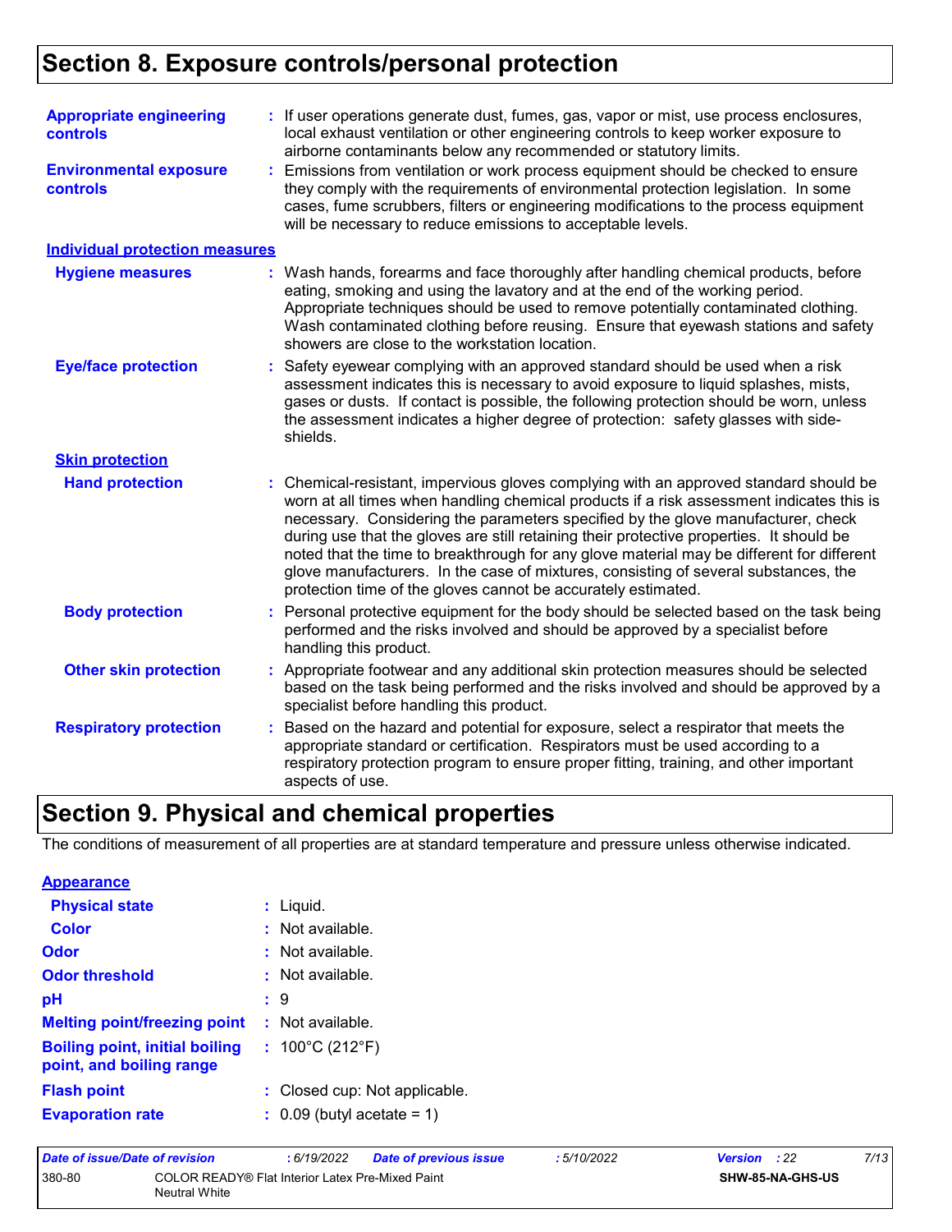## Section 8. Exposure controls/personal protection

**Appropriate engineering controls** : If user operations generate dust, fumes, gas, vapor or mist, use process enclosures, local exhaust ventilation or other engineering controls to keep worker exposure to airborne contaminants below any recommended or statutory limits.

**Environmental exposure controls** : Emissions from ventilation or work process equipment should be checked to ensure they comply with the requirements of environmental protection legislation. In some cases, fume scrubbers, filters or engineering modifications to the process equipment will be necessary to reduce emissions to acceptable levels.

**Individual protection measures**

**Hygiene measures** : Wash hands, forearms and face thoroughly after handling chemical products, before eating, smoking and using the lavatory and at the end of the working period. Appropriate techniques should be used to remove potentially contaminated clothing. Wash contaminated clothing before reusing. Ensure that eyewash stations and safety showers are close to the workstation location.

**Eye/face protection** : Safety eyewear complying with an approved standard should be used when a risk assessment indicates this is necessary to avoid exposure to liquid splashes, mists, gases or dusts. If contact is possible, the following protection should be worn, unless the assessment indicates a higher degree of protection: safety glasses with side-shields.

**Skin protection**

**Hand protection** : Chemical-resistant, impervious gloves complying with an approved standard should be worn at all times when handling chemical products if a risk assessment indicates this is necessary. Considering the parameters specified by the glove manufacturer, check during use that the gloves are still retaining their protective properties. It should be noted that the time to breakthrough for any glove material may be different for different glove manufacturers. In the case of mixtures, consisting of several substances, the protection time of the gloves cannot be accurately estimated.

**Body protection** : Personal protective equipment for the body should be selected based on the task being performed and the risks involved and should be approved by a specialist before handling this product.

**Other skin protection** : Appropriate footwear and any additional skin protection measures should be selected based on the task being performed and the risks involved and should be approved by a specialist before handling this product.

**Respiratory protection** : Based on the hazard and potential for exposure, select a respirator that meets the appropriate standard or certification. Respirators must be used according to a respiratory protection program to ensure proper fitting, training, and other important aspects of use.

## Section 9. Physical and chemical properties

The conditions of measurement of all properties are at standard temperature and pressure unless otherwise indicated.

**Appearance**

**Physical state** : Liquid.

**Color** : Not available.

**Odor** : Not available.

**Odor threshold** : Not available.

**pH** : 9

**Melting point/freezing point** : Not available.

**Boiling point, initial boiling point, and boiling range** : 100°C (212°F)

**Flash point** : Closed cup: Not applicable.

**Evaporation rate** : 0.09 (butyl acetate = 1)

| Date of issue/Date of revision | : 6/19/2022 | Date of previous issue | : 5/10/2022 | Version : 22 |
|---|---|---|---|---|
| 380-80 | COLOR READY® Flat Interior Latex Pre-Mixed Paint Neutral White | | | SHW-85-NA-GHS-US |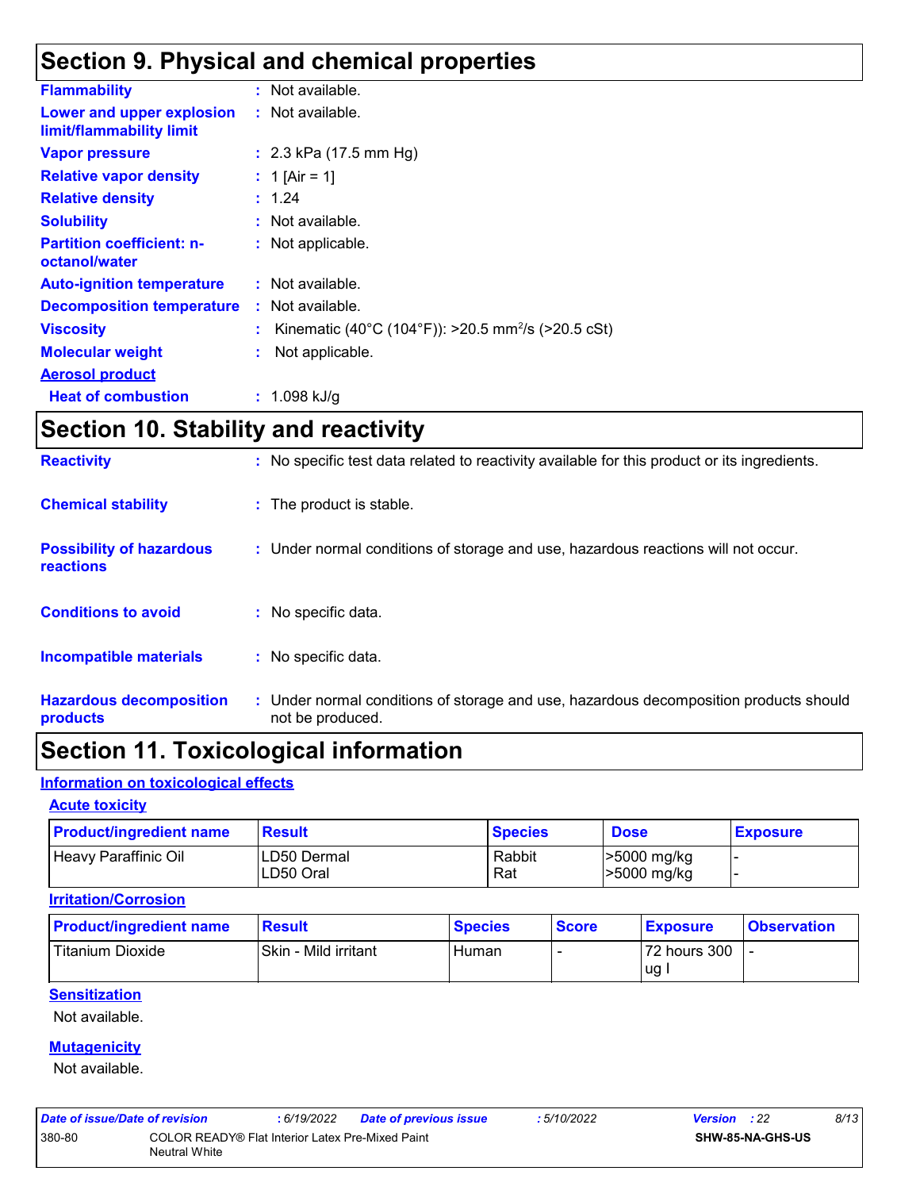## Section 9. Physical and chemical properties

**Flammability** : Not available.

**Lower and upper explosion limit/flammability limit** : Not available.

**Vapor pressure** : 2.3 kPa (17.5 mm Hg)

**Relative vapor density** : 1 [Air = 1]

**Relative density** : 1.24

**Solubility** : Not available.

**Partition coefficient: n-octanol/water** : Not applicable.

**Auto-ignition temperature** : Not available.

**Decomposition temperature** : Not available.

**Viscosity** : Kinematic (40°C (104°F)): >20.5 $mm^2/s$ (>20.5 cSt)

**Molecular weight** : Not applicable.

**Aerosol product**

**Heat of combustion** : 1.098 kJ/g

## Section 10. Stability and reactivity

**Reactivity** : No specific test data related to reactivity available for this product or its ingredients.

**Chemical stability** : The product is stable.

**Possibility of hazardous reactions** : Under normal conditions of storage and use, hazardous reactions will not occur.

**Conditions to avoid** : No specific data.

**Incompatible materials** : No specific data.

**Hazardous decomposition products** : Under normal conditions of storage and use, hazardous decomposition products should not be produced.

## Section 11. Toxicological information

### Information on toxicological effects

#### Acute toxicity

| Product/ingredient name | Result | Species | Dose | Exposure |
|---|---|---|---|---|
| Heavy Paraffinic Oil | LD50 Dermal<br>LD50 Oral | Rabbit<br>Rat | >5000 mg/kg<br>>5000 mg/kg | -<br>- |

#### Irritation/Corrosion

| Product/ingredient name | Result | Species | Score | Exposure | Observation |
|---|---|---|---|---|---|
| Titanium Dioxide | Skin - Mild irritant | Human | - | 72 hours 300 ug I | - |

#### Sensitization

Not available.

#### Mutagenicity

Not available.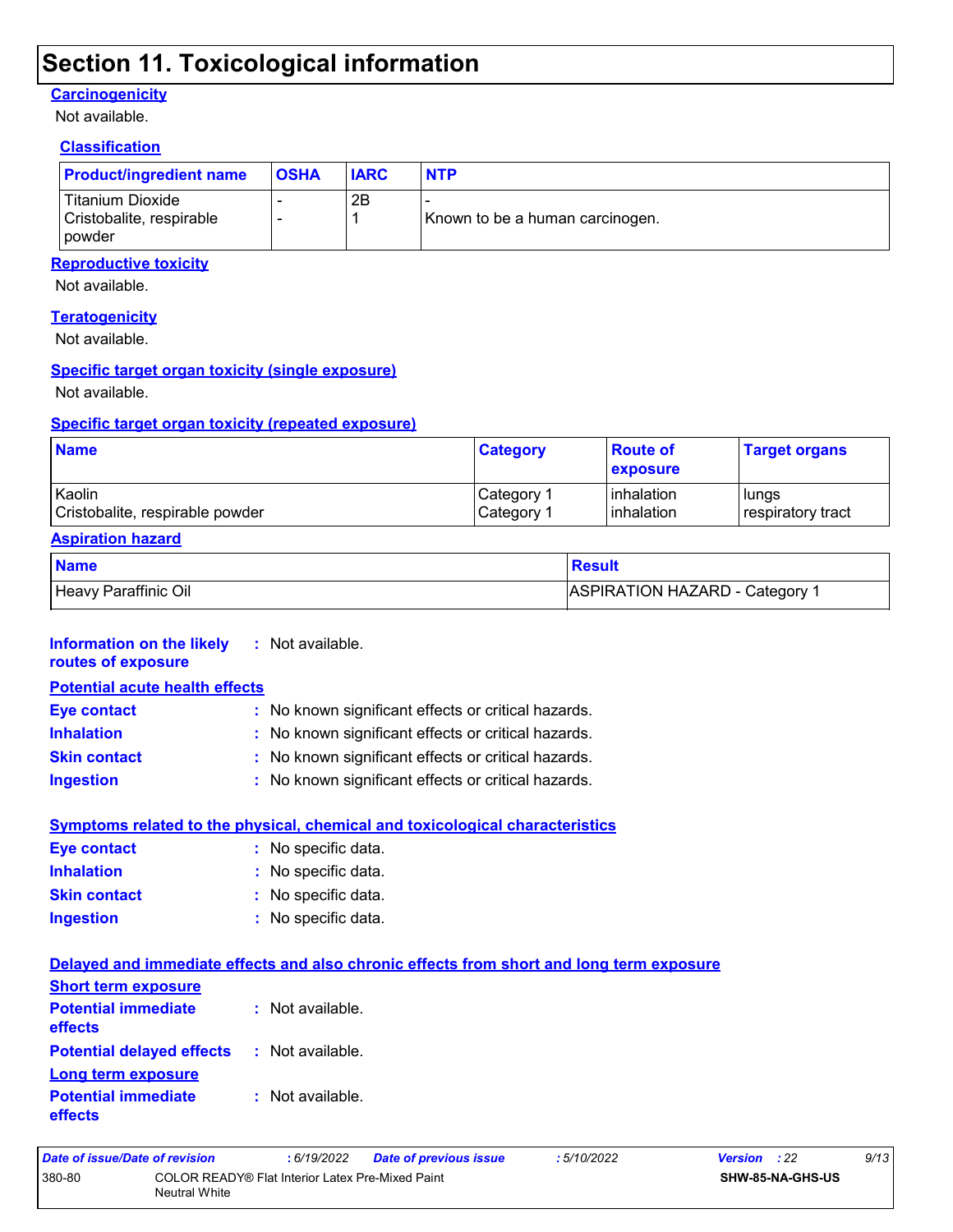## Section 11. Toxicological information

### Carcinogenicity

Not available.

#### Classification

| Product/ingredient name | OSHA | IARC | NTP |
|---|---|---|---|
| Titanium Dioxide | - | 2B | - |
| Cristobalite, respirable powder | - | 1 | Known to be a human carcinogen. |

### Reproductive toxicity

Not available.

### Teratogenicity

Not available.

### Specific target organ toxicity (single exposure)

Not available.

### Specific target organ toxicity (repeated exposure)

| Name | Category | Route of exposure | Target organs |
|---|---|---|---|
| Kaolin | Category 1 | inhalation | lungs |
| Cristobalite, respirable powder | Category 1 | inhalation | respiratory tract |

### Aspiration hazard

| Name | Result |
|---|---|
| Heavy Paraffinic Oil | ASPIRATION HAZARD - Category 1 |

**Information on the likely routes of exposure** : Not available.

### Potential acute health effects

**Eye contact** : No known significant effects or critical hazards.
**Inhalation** : No known significant effects or critical hazards.
**Skin contact** : No known significant effects or critical hazards.
**Ingestion** : No known significant effects or critical hazards.

### Symptoms related to the physical, chemical and toxicological characteristics

**Eye contact** : No specific data.
**Inhalation** : No specific data.
**Skin contact** : No specific data.
**Ingestion** : No specific data.

### Delayed and immediate effects and also chronic effects from short and long term exposure

#### Short term exposure

**Potential immediate effects** : Not available.
**Potential delayed effects** : Not available.

#### Long term exposure

**Potential immediate effects** : Not available.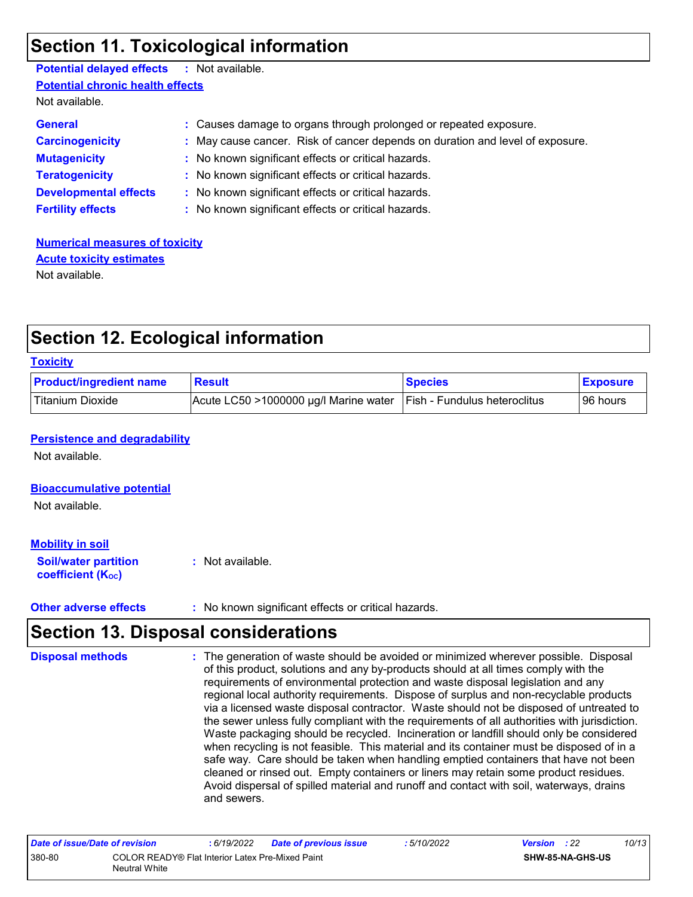## Section 11. Toxicological information

**Potential delayed effects** : Not available.

**Potential chronic health effects**

Not available.

**General** : Causes damage to organs through prolonged or repeated exposure.

**Carcinogenicity** : May cause cancer. Risk of cancer depends on duration and level of exposure.

**Mutagenicity** : No known significant effects or critical hazards.

**Teratogenicity** : No known significant effects or critical hazards.

**Developmental effects** : No known significant effects or critical hazards.

**Fertility effects** : No known significant effects or critical hazards.

**Numerical measures of toxicity**

**Acute toxicity estimates**

Not available.

## Section 12. Ecological information

**Toxicity**

| Product/ingredient name | Result | Species | Exposure |
|---|---|---|---|
| Titanium Dioxide | Acute LC50 >1000000 µg/l Marine water | Fish - Fundulus heteroclitus | 96 hours |

**Persistence and degradability**

Not available.

**Bioaccumulative potential**

Not available.

**Mobility in soil**

**Soil/water partition coefficient ($K_{OC}$)** : Not available.

**Other adverse effects** : No known significant effects or critical hazards.

## Section 13. Disposal considerations

**Disposal methods** : The generation of waste should be avoided or minimized wherever possible. Disposal of this product, solutions and any by-products should at all times comply with the requirements of environmental protection and waste disposal legislation and any regional local authority requirements. Dispose of surplus and non-recyclable products via a licensed waste disposal contractor. Waste should not be disposed of untreated to the sewer unless fully compliant with the requirements of all authorities with jurisdiction. Waste packaging should be recycled. Incineration or landfill should only be considered when recycling is not feasible. This material and its container must be disposed of in a safe way. Care should be taken when handling emptied containers that have not been cleaned or rinsed out. Empty containers or liners may retain some product residues. Avoid dispersal of spilled material and runoff and contact with soil, waterways, drains and sewers.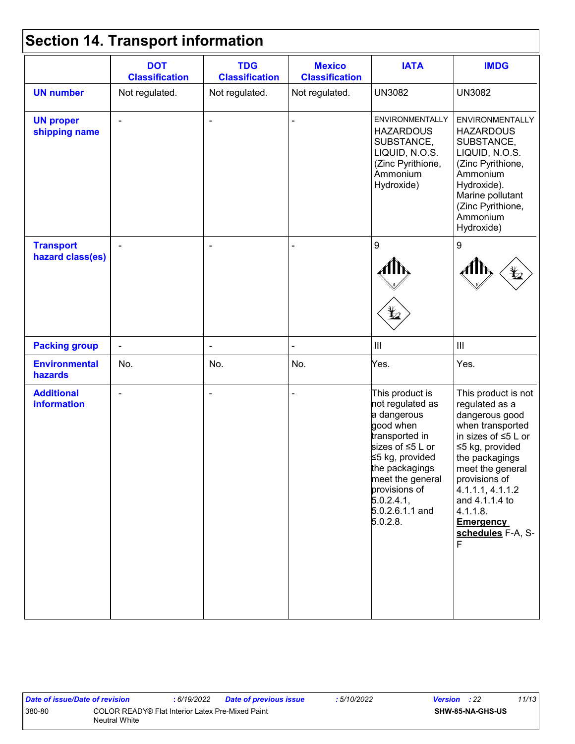# Section 14. Transport information

| | DOT Classification | TDG Classification | Mexico Classification | IATA | IMDG |
|---|---|---|---|---|---|
| **UN number** | Not regulated. | Not regulated. | Not regulated. | UN3082 | UN3082 |
| **UN proper shipping name** | - | - | - | ENVIRONMENTALLY HAZARDOUS SUBSTANCE, LIQUID, N.O.S. (Zinc Pyrithione, Ammonium Hydroxide) | ENVIRONMENTALLY HAZARDOUS SUBSTANCE, LIQUID, N.O.S. (Zinc Pyrithione, Ammonium Hydroxide). Marine pollutant (Zinc Pyrithione, Ammonium Hydroxide) |
| **Transport hazard class(es)** | - | - | - | 9 | 9 |
| **Packing group** | - | - | - | III | III |
| **Environmental hazards** | No. | No. | No. | Yes. | Yes. |
| **Additional information** | - | - | - | This product is not regulated as a dangerous good when transported in sizes of ≤5 L or ≤5 kg, provided the packagings meet the general provisions of 5.0.2.4.1, 5.0.2.6.1.1 and 5.0.2.8. | This product is not regulated as a dangerous good when transported in sizes of ≤5 L or ≤5 kg, provided the packagings meet the general provisions of 4.1.1.1, 4.1.1.2 and 4.1.1.4 to 4.1.1.8. **Emergency schedules** F-A, S-F |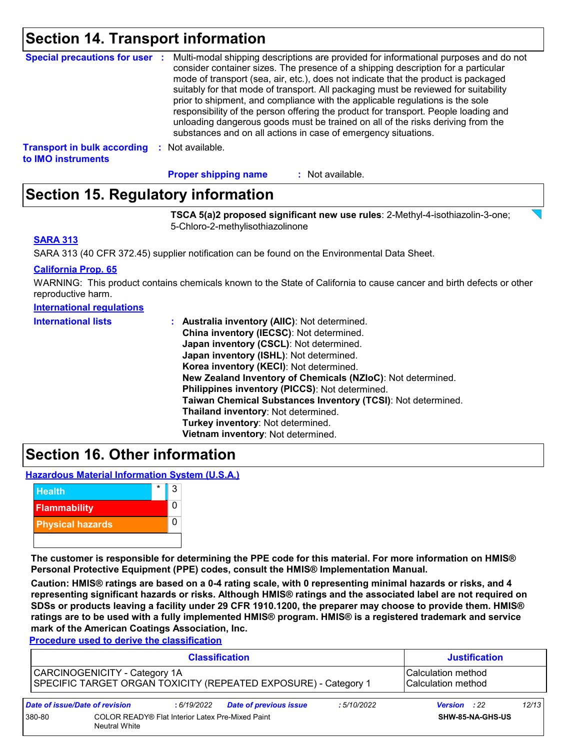## Section 14. Transport information

**Special precautions for user** : Multi-modal shipping descriptions are provided for informational purposes and do not consider container sizes. The presence of a shipping description for a particular mode of transport (sea, air, etc.), does not indicate that the product is packaged suitably for that mode of transport. All packaging must be reviewed for suitability prior to shipment, and compliance with the applicable regulations is the sole responsibility of the person offering the product for transport. People loading and unloading dangerous goods must be trained on all of the risks deriving from the substances and on all actions in case of emergency situations.

**Transport in bulk according to IMO instruments** : Not available.

**Proper shipping name** : Not available.

## Section 15. Regulatory information

**TSCA 5(a)2 proposed significant new use rules**: 2-Methyl-4-isothiazolin-3-one; 5-Chloro-2-methylisothiazolinone

**SARA 313**

SARA 313 (40 CFR 372.45) supplier notification can be found on the Environmental Data Sheet.

**California Prop. 65**

WARNING: This product contains chemicals known to the State of California to cause cancer and birth defects or other reproductive harm.

**International regulations**

**International lists** :
- **Australia inventory (AIIC)**: Not determined.
- **China inventory (IECSC)**: Not determined.
- **Japan inventory (CSCL)**: Not determined.
- **Japan inventory (ISHL)**: Not determined.
- **Korea inventory (KECI)**: Not determined.
- **New Zealand Inventory of Chemicals (NZIoC)**: Not determined.
- **Philippines inventory (PICCS)**: Not determined.
- **Taiwan Chemical Substances Inventory (TCSI)**: Not determined.
- **Thailand inventory**: Not determined.
- **Turkey inventory**: Not determined.
- **Vietnam inventory**: Not determined.

## Section 16. Other information

**Hazardous Material Information System (U.S.A.)**

| | | |
|---|---|---|
| Health | * | 3 |
| Flammability | | 0 |
| Physical hazards | | 0 |

**The customer is responsible for determining the PPE code for this material. For more information on HMIS® Personal Protective Equipment (PPE) codes, consult the HMIS® Implementation Manual.**

**Caution: HMIS® ratings are based on a 0-4 rating scale, with 0 representing minimal hazards or risks, and 4 representing significant hazards or risks. Although HMIS® ratings and the associated label are not required on SDSs or products leaving a facility under 29 CFR 1910.1200, the preparer may choose to provide them. HMIS® ratings are to be used with a fully implemented HMIS® program. HMIS® is a registered trademark and service mark of the American Coatings Association, Inc.**

**Procedure used to derive the classification**

| Classification | Justification |
|---|---|
| CARCINOGENICITY - Category 1A | Calculation method |
| SPECIFIC TARGET ORGAN TOXICITY (REPEATED EXPOSURE) - Category 1 | Calculation method |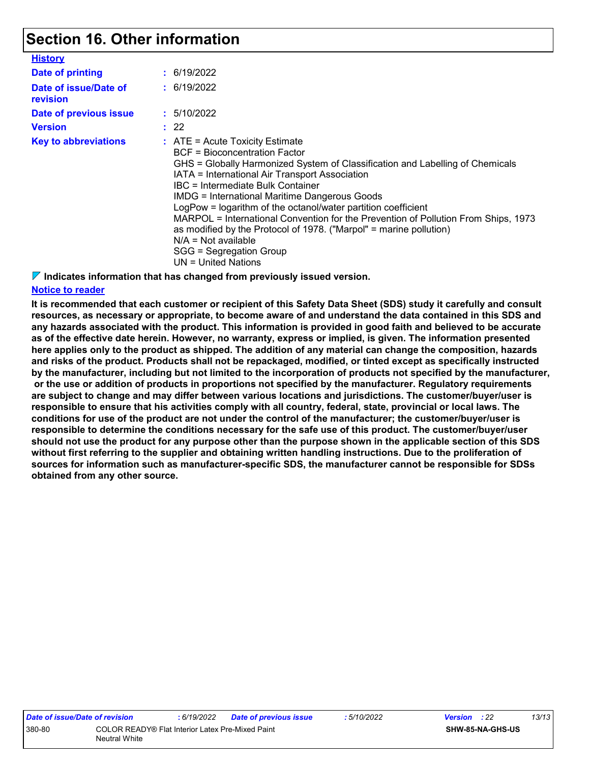# Section 16. Other information

**History**

| | | |
|---|---|---|
| **Date of printing** | : | 6/19/2022 |
| **Date of issue/Date of revision** | : | 6/19/2022 |
| **Date of previous issue** | : | 5/10/2022 |
| **Version** | : | 22 |
| **Key to abbreviations** | : | ATE = Acute Toxicity Estimate<br>BCF = Bioconcentration Factor<br>GHS = Globally Harmonized System of Classification and Labelling of Chemicals<br>IATA = International Air Transport Association<br>IBC = Intermediate Bulk Container<br>IMDG = International Maritime Dangerous Goods<br>LogPow = logarithm of the octanol/water partition coefficient<br>MARPOL = International Convention for the Prevention of Pollution From Ships, 1973 as modified by the Protocol of 1978. ("Marpol" = marine pollution)<br>N/A = Not available<br>SGG = Segregation Group<br>UN = United Nations |

**Indicates information that has changed from previously issued version.**

**Notice to reader**

**It is recommended that each customer or recipient of this Safety Data Sheet (SDS) study it carefully and consult resources, as necessary or appropriate, to become aware of and understand the data contained in this SDS and any hazards associated with the product. This information is provided in good faith and believed to be accurate as of the effective date herein. However, no warranty, express or implied, is given. The information presented here applies only to the product as shipped. The addition of any material can change the composition, hazards and risks of the product. Products shall not be repackaged, modified, or tinted except as specifically instructed by the manufacturer, including but not limited to the incorporation of products not specified by the manufacturer, or the use or addition of products in proportions not specified by the manufacturer. Regulatory requirements are subject to change and may differ between various locations and jurisdictions. The customer/buyer/user is responsible to ensure that his activities comply with all country, federal, state, provincial or local laws. The conditions for use of the product are not under the control of the manufacturer; the customer/buyer/user is responsible to determine the conditions necessary for the safe use of this product. The customer/buyer/user should not use the product for any purpose other than the purpose shown in the applicable section of this SDS without first referring to the supplier and obtaining written handling instructions. Due to the proliferation of sources for information such as manufacturer-specific SDS, the manufacturer cannot be responsible for SDSs obtained from any other source.**